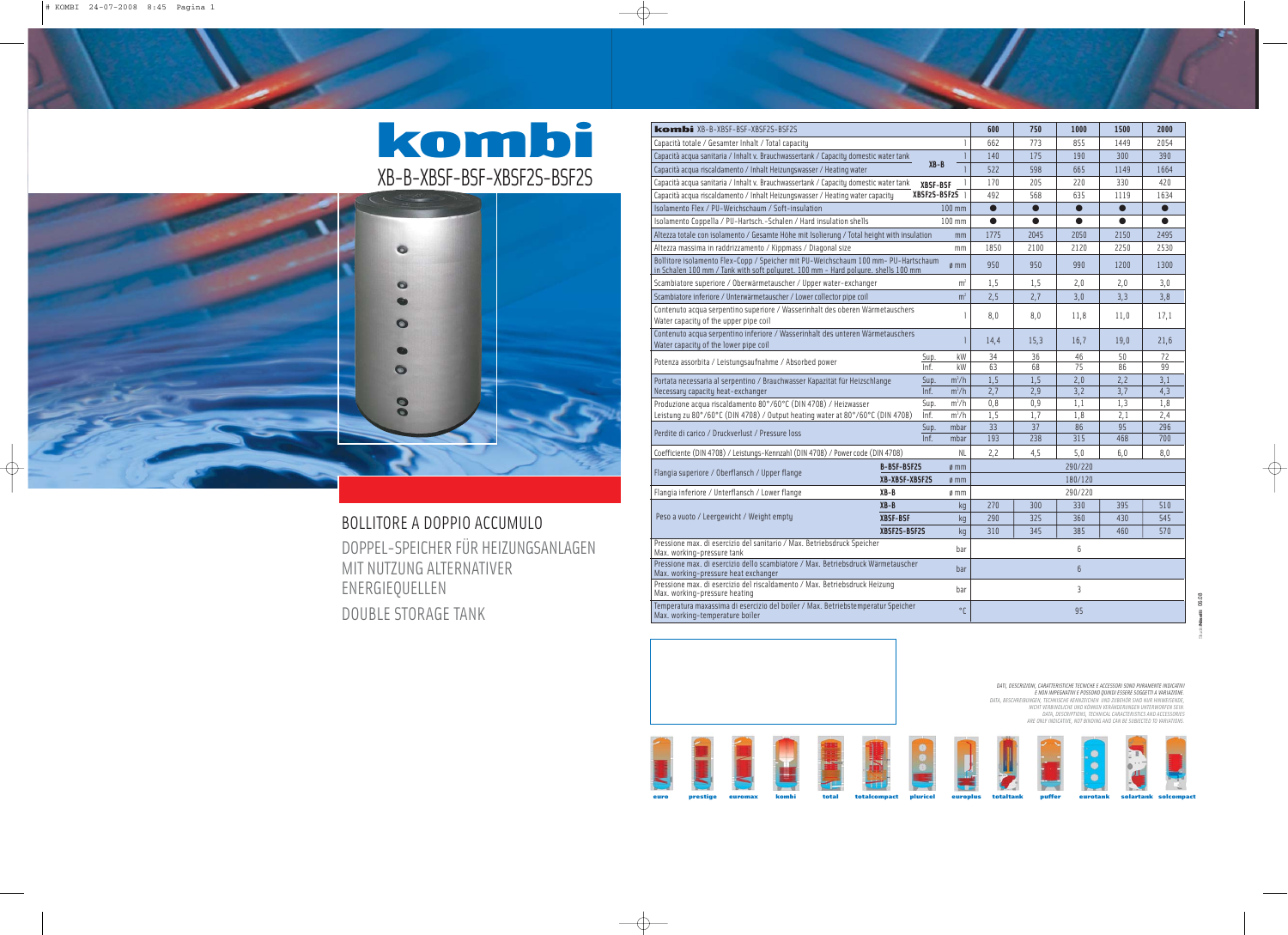# kombi

## XB-B-XBSF-BSF-XBSF2S-BSF2S

## BOLLITORE A DOPPIO ACCUMULO

DOPPEL-SPEICHER FÜR HEIZUNGSANLAGEN MIT NUTZUNG ALTERNATIVER ENERGIEQUELLEN

DOUBLE STORAGE TANK

| **kombi** XB-B-XBSF-BSF-XBSF2S-BSF2S | | | 600 | 750 | 1000 | 1500 | 2000 |
|---|---|---|---|---|---|---|---|
| Capacità totale / Gesamter Inhalt / Total capacity | | l | 662 | 773 | 855 | 1449 | 2054 |
| Capacità acqua sanitaria / Inhalt v. Brauchwassertank / Capacity domestic water tank | XB-B | l | 140 | 175 | 190 | 300 | 390 |
| Capacità acqua riscaldamento / Inhalt Heizungswasser / Heating water | XB-B | l | 522 | 598 | 665 | 1149 | 1664 |
| Capacità acqua sanitaria / Inhalt v. Brauchwassertank / Capacity domestic water tank | XBSF-BSF XBSF2S-BSF2S | l | 170 | 205 | 220 | 330 | 420 |
| Capacità acqua riscaldamento / Inhalt Heizungswasser / Heating water capacity | XBSF-BSF XBSF2S-BSF2S | l | 492 | 568 | 635 | 1119 | 1634 |
| Isolamento Flex / PU-Weichschaum / Soft-insulation | | 100 mm | ● | ● | ● | ● | ● |
| Isolamento Coppella / PU-Hartsch.-Schalen / Hard insulation shells | | 100 mm | ● | ● | ● | ● | ● |
| Altezza totale con isolamento / Gesamte Höhe mit Isolierung / Total height with insulation | | mm | 1775 | 2045 | 2050 | 2150 | 2495 |
| Altezza massima in raddrizzamento / Kippmass / Diagonal size | | mm | 1850 | 2100 | 2120 | 2250 | 2530 |
| Bollitore isolamento Flex-Copp / Speicher mit PU-Weichschaum 100 mm- PU-Hartschaum in Schalen 100 mm / Tank with soft poluret. 100 mm - Hard polure. shells 100 mm | | ø mm | 950 | 950 | 990 | 1200 | 1300 |
| Scambiatore superiore / Oberwärmetauscher / Upper water-exchanger | | $m^2$ | 1,5 | 1,5 | 2,0 | 2,0 | 3,0 |
| Scambiatore inferiore / Unterwärmetauscher / Lower collector pipe coil | | $m^2$ | 2,5 | 2,7 | 3,0 | 3,3 | 3,8 |
| Contenuto acqua serpentino superiore / Wasserinhalt des oberen Wärmetauschers Water capacity of the upper pipe coil | | l | 8,0 | 8,0 | 11,8 | 11,0 | 17,1 |
| Contenuto acqua serpentino inferiore / Wasserinhalt des unteren Wärmetauschers Water capacity of the lower pipe coil | | l | 14,4 | 15,3 | 16,7 | 19,0 | 21,6 |
| Potenza assorbita / Leistungsaufnahme / Absorbed power | Sup. | kW | 34 | 36 | 46 | 50 | 72 |
| | Inf. | kW | 63 | 68 | 75 | 86 | 99 |
| Portata necessaria al serpentino / Brauchwasser Kapazität für Heizschlange Necessary capacity heat-exchanger | Sup. | $m^3/h$ | 1,5 | 1,5 | 2,0 | 2,2 | 3,1 |
| | Inf. | $m^3/h$ | 2,7 | 2,9 | 3,2 | 3,7 | 4,3 |
| Produzione acqua riscaldamento 80°/60°C (DIN 4708) / Heizwasser Leistung zu 80°/60°C (DIN 4708) / Output heating water at 80°/60°C (DIN 4708) | Sup. | $m^3/h$ | 0,8 | 0,9 | 1,1 | 1,3 | 1,8 |
| | Inf. | $m^3/h$ | 1,5 | 1,7 | 1,8 | 2,1 | 2,4 |
| Perdite di carico / Druckverlust / Pressure loss | Sup. | mbar | 33 | 37 | 86 | 95 | 296 |
| | Inf. | mbar | 193 | 238 | 315 | 468 | 700 |
| Coefficiente (DIN 4708) / Leistungs-Kennzahl (DIN 4708) / Power code (DIN 4708) | | NL | 2,2 | 4,5 | 5,0 | 6,0 | 8,0 |
| Flangia superiore / Oberflansch / Upper flange | B-BSF-BSF2S | ø mm | 290/220 | | | | |
| | XB-XBSF-XBSF2S | ø mm | 180/120 | | | | |
| Flangia inferiore / Unterflansch / Lower flange | XB-B | ø mm | 290/220 | | | | |
| Peso a vuoto / Leergewicht / Weight empty | XB-B | kg | 270 | 300 | 330 | 395 | 510 |
| | XBSF-BSF | kg | 290 | 325 | 360 | 430 | 545 |
| | XBSF2S-BSF2S | kg | 310 | 345 | 385 | 460 | 570 |
| Pressione max. di esercizio del sanitario / Max. Betriebsdruck Speicher Max. working-pressure tank | | bar | 6 | | | | |
| Pressione max. di esercizio dello scambiatore / Max. Betriebsdruck Wärmetauscher Max. working-pressure heat exchanger | | bar | 6 | | | | |
| Pressione max. di esercizio del riscaldamento / Max. Betriebsdruck Heizung Max. working-pressure heating | | bar | 3 | | | | |
| Temperatura maxassima di esercizio del boiler / Max. Betriebstemperatur Speicher Max. working-temperature boiler | | °C | 95 | | | | |

*DATI, DESCRIZIONI, CARATTERISTICHE TECNICHE E ACCESSORI SONO PURAMENTE INDICATIVI E NON IMPEGNATIVI E POSSONO QUINDI ESSERE SOGGETTI A VARIAZIONE.*
*DATA, BESCHREIBUNGEN, TECHNISCHE KENNZEICHEN UND ZUBEHÖR SIND NUR HINWEISENDE, NICHT VERBINDLICHE UND KÖNNEN VERÄNDERUNGEN UNTERWORFEN SEIN.*
*DATA, DESCRIPTIONS, TECHNICAL CHARACTERISTICS AND ACCESSORIES ARE ONLY INDICATIVE, NOT BINDING AND CAN BE SUBJECTED TO VARIATIONS.*

euro · prestige · euromax · kombi · total · totalcompact · pluricel · europlus · totaltank · puffer · eurotank · solartank · solcompact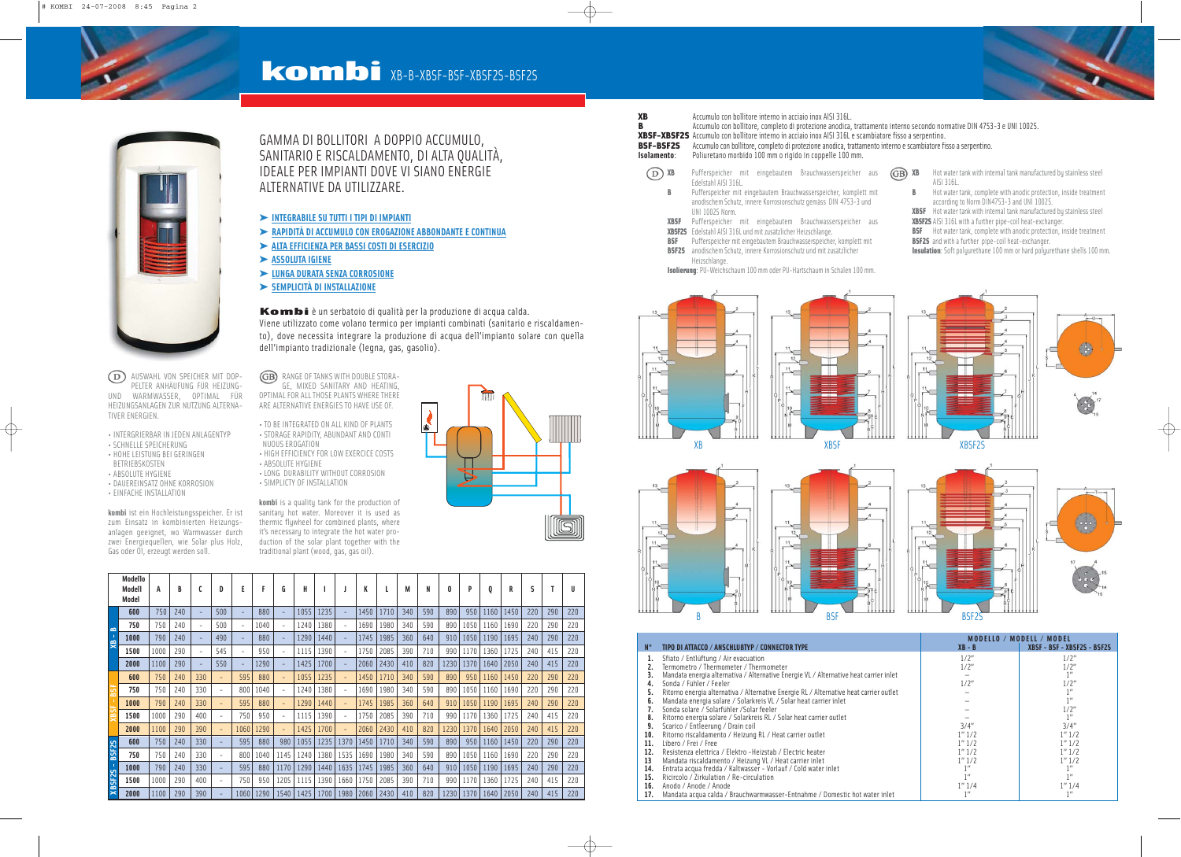# kombi XB-B-XBSF-BSF-XBSF2S-BSF2S

GAMMA DI BOLLITORI A DOPPIO ACCUMULO, SANITARIO E RISCALDAMENTO, DI ALTA QUALITÀ, IDEALE PER IMPIANTI DOVE VI SIANO ENERGIE ALTERNATIVE DA UTILIZZARE.

- INTEGRABILE SU TUTTI I TIPI DI IMPIANTI
- RAPIDITÀ DI ACCUMULO CON EROGAZIONE ABBONDANTE E CONTINUA
- ALTA EFFICIENZA PER BASSI COSTI DI ESERCIZIO
- ASSOLUTA IGIENE
- LUNGA DURATA SENZA CORROSIONE
- SEMPLICITÀ DI INSTALLAZIONE

**Kombi** è un serbatoio di qualità per la produzione di acqua calda. Viene utilizzato come volano termico per impianti combinati (sanitario e riscaldamento), dove necessita integrare la produzione di acqua dell'impianto solare con quella dell'impianto tradizionale (legna, gas, gasolio).

(D) AUSWAHL VON SPEICHER MIT DOPPELTER ANHÄUFUNG FÜR HEIZUNGS- UND WARMWASSER, OPTIMAL FÜR HEIZUNGSANLAGEN ZUR NUTZUNG ALTERNATIVER ENERGIEN.

- INTERGRIERBAR IN JEDEN ANLAGENTYP
- SCHNELLE SPEICHERUNG
- HOHE LEISTUNG BEI GERINGEN BETRIEBSKOSTEN
- ABSOLUTE HYGIENE
- DAUEREINSATZ OHNE KORROSION
- EINFACHE INSTALLATION

**kombi** ist ein Hochleistungsspeicher. Er ist zum Einsatz in kombinierten Heizungsanlagen geeignet, wo Warmwasser durch zwei Energiequellen, wie Solar plus Holz, Gas oder Öl, erzeugt werden soll.

(GB) RANGE OF TANKS WITH DOUBLE STORAGE, MIXED SANITARY AND HEATING, OPTIMAL FOR ALL THOSE PLANTS WHERE THERE ARE ALTERNATIVE ENERGIES TO HAVE USE OF.

- TO BE INTEGRATED ON ALL KIND OF PLANTS
- STORAGE RAPIDITY, ABUNDANT AND CONTINUOUS EROGATION
- HIGH EFFICIENCY FOR LOW EXERCICE COSTS
- ABSOLUTE HYGIENE
- LONG DURABILITY WITHOUT CORROSION
- SIMPLICTY OF INSTALLATION

**kombi** is a quality tank for the production of sanitary hot water. Moreover it is used as thermic flywheel for combined plants, where it's necessary to integrate the hot water production of the solar plant together with the traditional plant (wood, gas, gas oil).

| | Modello Modell Model | A | B | C | D | E | F | G | H | I | J | K | L | M | N | O | P | Q | R | S | T | U |
|---|---|---|---|---|---|---|---|---|---|---|---|---|---|---|---|---|---|---|---|---|---|---|
| XB - B | 600 | 750 | 240 | - | 500 | - | 880 | - | 1055 | 1235 | - | 1450 | 1710 | 340 | 590 | 890 | 950 | 1160 | 1450 | 220 | 290 | 220 |
| | 750 | 750 | 240 | - | 500 | - | 1040 | - | 1240 | 1380 | - | 1690 | 1980 | 340 | 590 | 890 | 1050 | 1160 | 1690 | 220 | 290 | 220 |
| | 1000 | 790 | 240 | - | 490 | - | 880 | - | 1290 | 1440 | - | 1745 | 1985 | 360 | 640 | 910 | 1050 | 1190 | 1695 | 240 | 290 | 220 |
| | 1500 | 1000 | 290 | - | 545 | - | 950 | - | 1115 | 1390 | - | 1750 | 2085 | 390 | 710 | 990 | 1170 | 1360 | 1725 | 240 | 415 | 220 |
| | 2000 | 1100 | 290 | - | 550 | - | 1290 | - | 1425 | 1700 | - | 2060 | 2430 | 410 | 820 | 1230 | 1370 | 1640 | 2050 | 240 | 415 | 220 |
| XBSF - BSF | 600 | 750 | 240 | 330 | - | 595 | 880 | - | 1055 | 1235 | - | 1450 | 1710 | 340 | 590 | 890 | 950 | 1160 | 1450 | 220 | 290 | 220 |
| | 750 | 750 | 240 | 330 | - | 800 | 1040 | - | 1240 | 1380 | - | 1690 | 1980 | 340 | 590 | 890 | 1050 | 1160 | 1690 | 220 | 290 | 220 |
| | 1000 | 790 | 240 | 330 | - | 595 | 880 | - | 1290 | 1440 | - | 1745 | 1985 | 360 | 640 | 910 | 1050 | 1190 | 1695 | 240 | 290 | 220 |
| | 1500 | 1000 | 290 | 400 | - | 750 | 950 | - | 1115 | 1390 | - | 1750 | 2085 | 390 | 710 | 990 | 1170 | 1360 | 1725 | 240 | 415 | 220 |
| | 2000 | 1100 | 290 | 390 | - | 1060 | 1290 | - | 1425 | 1700 | - | 2060 | 2430 | 410 | 820 | 1230 | 1370 | 1640 | 2050 | 240 | 415 | 220 |
| XBSF2S - BSF2S | 600 | 750 | 240 | 330 | - | 595 | 880 | 980 | 1055 | 1235 | 1370 | 1450 | 1710 | 340 | 590 | 890 | 950 | 1160 | 1450 | 220 | 290 | 220 |
| | 750 | 750 | 240 | 330 | - | 800 | 1040 | 1145 | 1240 | 1380 | 1535 | 1690 | 1980 | 340 | 590 | 890 | 1050 | 1160 | 1690 | 220 | 290 | 220 |
| | 1000 | 790 | 240 | 330 | - | 595 | 880 | 1170 | 1290 | 1440 | 1635 | 1745 | 1985 | 360 | 640 | 910 | 1050 | 1190 | 1695 | 240 | 290 | 220 |
| | 1500 | 1000 | 290 | 400 | - | 750 | 950 | 1205 | 1115 | 1390 | 1660 | 1750 | 2085 | 390 | 710 | 990 | 1170 | 1360 | 1725 | 240 | 415 | 220 |
| | 2000 | 1100 | 290 | 390 | - | 1060 | 1290 | 1540 | 1425 | 1700 | 1980 | 2060 | 2430 | 410 | 820 | 1230 | 1370 | 1640 | 2050 | 240 | 415 | 220 |

**XB** Accumulo con bollitore interno in acciaio inox AISI 316L.
**B** Accumulo con bollitore, completo di protezione anodica, trattamento interno secondo normative DIN 4753-3 e UNI 10025.
**XBSF-XBSF2S** Accumulo con bollitore interno in acciaio inox AISI 316L e scambiatore fisso a serpentino.
**BSF-BSF2S** Accumulo con bollitore, completo di protezione anodica, trattamento interno e scambiatore fisso a serpentino.
**Isolamento**: Poliuretano morbido 100 mm o rigido in coppelle 100 mm.

(D)
**XB** Pufferspeicher mit eingebautem Brauchwasserspeicher aus Edelstahl AISI 316L.
**B** Pufferspeicher mit eingebautem Brauchwasserspeicher, komplett mit anodischem Schutz, innere Korrosionschutz gemäss DIN 4753-3 und UNI 10025 Norm.
**XBSF XBSF2S** Pufferspeicher mit eingebautem Brauchwasserspeicher aus Edelstahl AISI 316L und mit zusätzlicher Heizschlange.
**BSF BSF2S** Pufferspeicher mit eingebautem Brauchwasserspeicher, komplett mit anodischem Schutz, innere Korrosionschutz und mit zusätzlicher Heizschlange.
**Isolierung**: PU-Weichschaum 100 mm oder PU-Hartschaum in Schalen 100 mm.

(GB)
**XB** Hot water tank with internal tank manufactured by stainless steel AISI 316L.
**B** Hot water tank, complete with anodic protection, inside treatment according to Norm DIN4753-3 and UNI 10025.
**XBSF XBSF2S** Hot water tank with internal tank manufactured by stainless steel AISI 316L with a further pipe-coil heat-exchanger.
**BSF BSF2S** Hot water tank, complete with anodic protection, inside treatment and with a further pipe-coil heat-exchanger.
**Insulation**: Soft polyurethane 100 mm or hard polyurethane shells 100 mm.

XB
XBSF
XBSF2S
B
BSF
BSF2S

| N° | TIPO DI ATTACCO / ANSCHLUßTYP / CONNECTOR TYPE | MODELLO / MODELL / MODEL XB - B | XBSF - BSF - XBSF2S - BSF2S |
|---|---|---|---|
| 1. | Sfiato / Entlüftung / Air evacuation | 1/2" | 1/2" |
| 2. | Termometro / Thermometer / Thermometer | 1/2" | 1/2" |
| 3. | Mandata energia alternativa / Alternative Energie VL / Alternative heat carrier inlet | – | 1" |
| 4. | Sonda / Fühler / Feeler | 1/2" | 1/2" |
| 5. | Ritorno energia alternativa / Alternative Energie RL / Alternative heat carrier outlet | – | 1" |
| 6. | Mandata energia solare / Solarkreis VL / Solar heat carrier inlet | – | 1" |
| 7. | Sonda solare / Solarfühler / Solar feeler | – | 1/2" |
| 8. | Ritorno energia solare / Solarkreis RL / Solar heat carrier outlet | – | 1" |
| 9. | Scarico / Entleerung / Drain coil | 3/4" | 3/4" |
| 10. | Ritorno riscaldamento / Heizung RL / Heat carrier outlet | 1" 1/2 | 1" 1/2 |
| 11. | Libero / Frei / Free | 1" 1/2 | 1" 1/2 |
| 12. | Resistenza elettrica / Elektro -Heizstab / Electric heater | 1" 1/2 | 1" 1/2 |
| 13 | Mandata riscaldamento / Heizung VL / Heat carrier inlet | 1" 1/2 | 1" 1/2 |
| 14. | Entrata acqua fredda / Kaltwasser - Vorlauf / Cold water inlet | 1" | 1" |
| 15. | Ricircolo / Zirkulation / Re-circulation | 1" | 1" |
| 16. | Anodo / Anode / Anode | 1" 1/4 | 1" 1/4 |
| 17. | Mandata acqua calda / Brauchwarmwasser-Entnahme / Domestic hot water inlet | 1" | 1" |